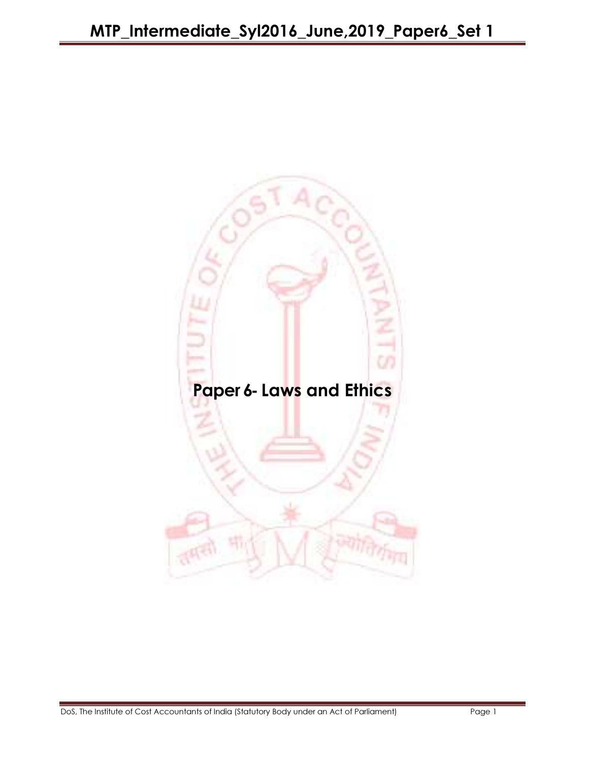# Paper 6- Laws and Ethics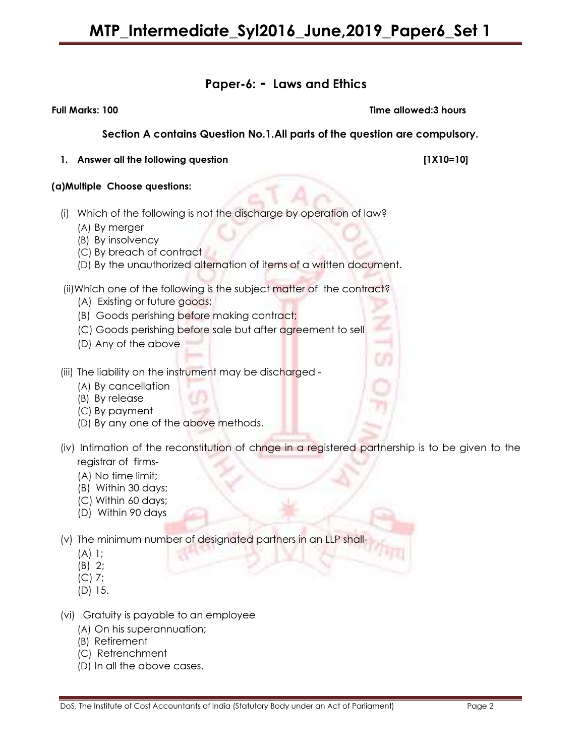## Paper-6: - Laws and Ethics

**Full Marks: 100** **Time allowed:3 hours**

**Section A contains Question No.1.All parts of the question are compulsory.**

**1. Answer all the following question [1X10=10]**

**(a)Multiple Choose questions:**

(i) Which of the following is not the discharge by operation of law?

(A) By merger

(B) By insolvency

(C) By breach of contract

(D) By the unauthorized alternation of items of a written document.

(ii)Which one of the following is the subject matter of the contract?

(A) Existing or future goods;

(B) Goods perishing before making contract;

(C) Goods perishing before sale but after agreement to sell

(D) Any of the above

(iii) The liability on the instrument may be discharged -

(A) By cancellation

(B) By release

(C) By payment

(D) By any one of the above methods.

(iv) Intimation of the reconstitution of chnge in a registered partnership is to be given to the registrar of firms-

(A) No time limit;

(B) Within 30 days;

(C) Within 60 days;

(D) Within 90 days

(v) The minimum number of designated partners in an LLP shall-

(A) 1;

(B) 2;

(C) 7;

(D) 15.

(vi) Gratuity is payable to an employee

(A) On his superannuation;

(B) Retirement

(C) Retrenchment

(D) In all the above cases.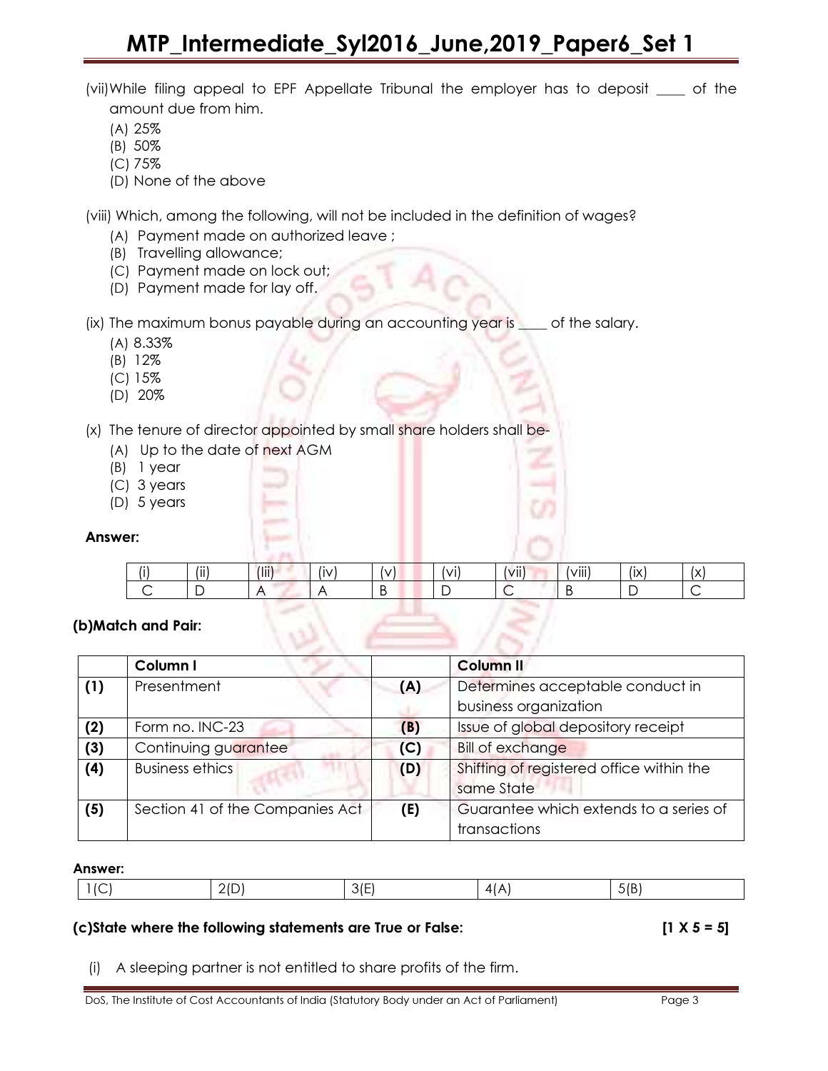(vii)While filing appeal to EPF Appellate Tribunal the employer has to deposit ____ of the amount due from him.

(A) 25%
(B) 50%
(C) 75%
(D) None of the above

(viii) Which, among the following, will not be included in the definition of wages?

(A) Payment made on authorized leave ;
(B) Travelling allowance;
(C) Payment made on lock out;
(D) Payment made for lay off.

(ix) The maximum bonus payable during an accounting year is ____ of the salary.

(A) 8.33%
(B) 12%
(C) 15%
(D) 20%

(x) The tenure of director appointed by small share holders shall be-

(A) Up to the date of next AGM
(B) 1 year
(C) 3 years
(D) 5 years

**Answer:**

| (i) | (ii) | (iii) | (iv) | (v) | (vi) | (vii) | (viii) | (ix) | (x) |
|---|---|---|---|---|---|---|---|---|---|
| C | D | A | A | B | D | C | B | D | C |

**(b)Match and Pair:**

| | Column I | | Column II |
|---|---|---|---|
| **(1)** | Presentment | **(A)** | Determines acceptable conduct in business organization |
| **(2)** | Form no. INC-23 | **(B)** | Issue of global depository receipt |
| **(3)** | Continuing guarantee | **(C)** | Bill of exchange |
| **(4)** | Business ethics | **(D)** | Shifting of registered office within the same State |
| **(5)** | Section 41 of the Companies Act | **(E)** | Guarantee which extends to a series of transactions |

**Answer:**

| 1(C) | 2(D) | 3(E) | 4(A) | 5(B) |
|---|---|---|---|---|

**(c)State where the following statements are True or False:** **[1 X 5 = 5]**

(i) A sleeping partner is not entitled to share profits of the firm.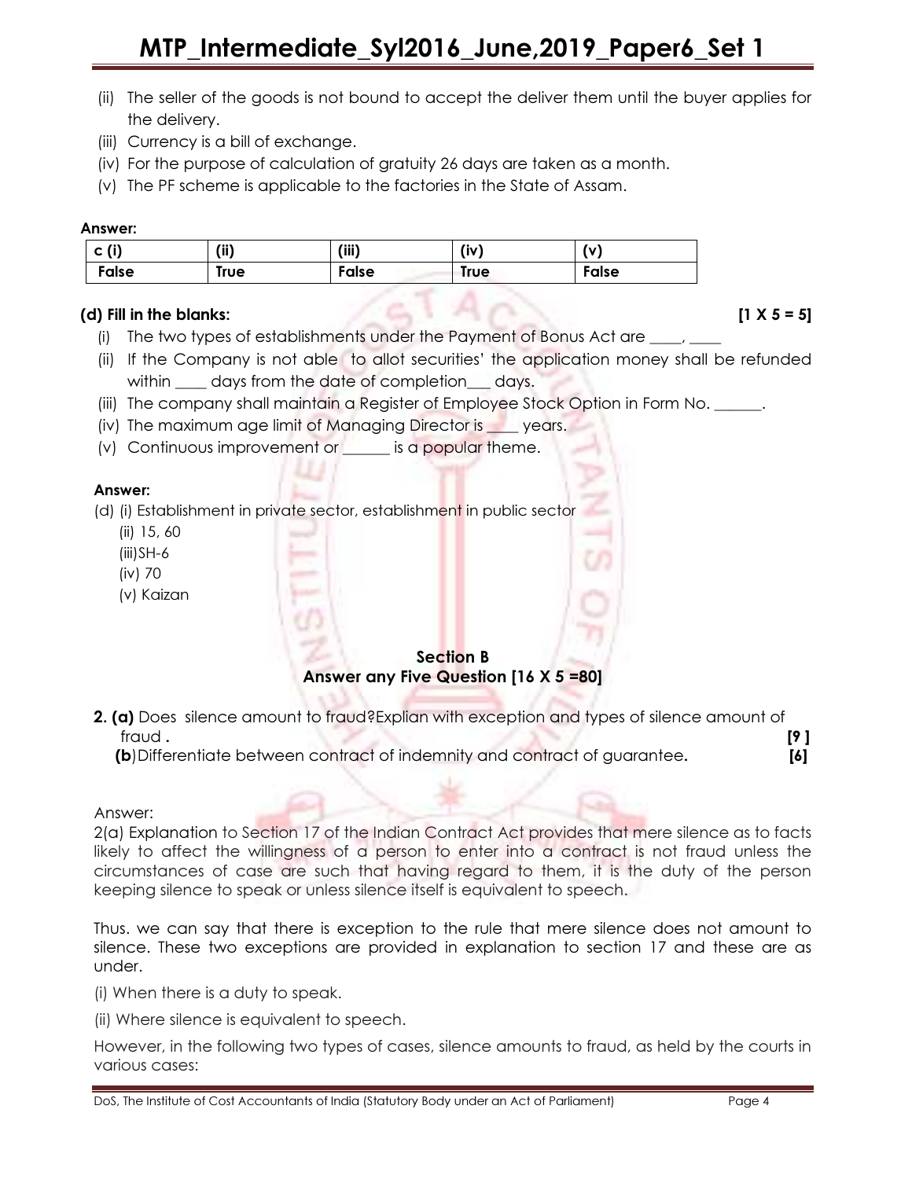(ii) The seller of the goods is not bound to accept the deliver them until the buyer applies for the delivery.

(iii) Currency is a bill of exchange.

(iv) For the purpose of calculation of gratuity 26 days are taken as a month.

(v) The PF scheme is applicable to the factories in the State of Assam.

**Answer:**

| c (i) | (ii) | (iii) | (iv) | (v) |
|---|---|---|---|---|
| False | True | False | True | False |

**(d) Fill in the blanks: [1 X 5 = 5]**

(i) The two types of establishments under the Payment of Bonus Act are ____, ____

(ii) If the Company is not able to allot securities' the application money shall be refunded within ____ days from the date of completion___ days.

(iii) The company shall maintain a Register of Employee Stock Option in Form No. ______.

(iv) The maximum age limit of Managing Director is ____ years.

(v) Continuous improvement or ______ is a popular theme.

**Answer:**

(d) (i) Establishment in private sector, establishment in public sector

(ii) 15, 60

(iii) SH-6

(iv) 70

(v) Kaizan

## Section B
## Answer any Five Question [16 X 5 =80]

**2. (a)** Does silence amount to fraud?Explian with exception and types of silence amount of fraud **. [9 ]**

**(b)** Differentiate between contract of indemnity and contract of guarantee**. [6]**

Answer:

2(a) Explanation to Section 17 of the Indian Contract Act provides that mere silence as to facts likely to affect the willingness of a person to enter into a contract is not fraud unless the circumstances of case are such that having regard to them, it is the duty of the person keeping silence to speak or unless silence itself is equivalent to speech.

Thus. we can say that there is exception to the rule that mere silence does not amount to silence. These two exceptions are provided in explanation to section 17 and these are as under.

(i) When there is a duty to speak.

(ii) Where silence is equivalent to speech.

However, in the following two types of cases, silence amounts to fraud, as held by the courts in various cases: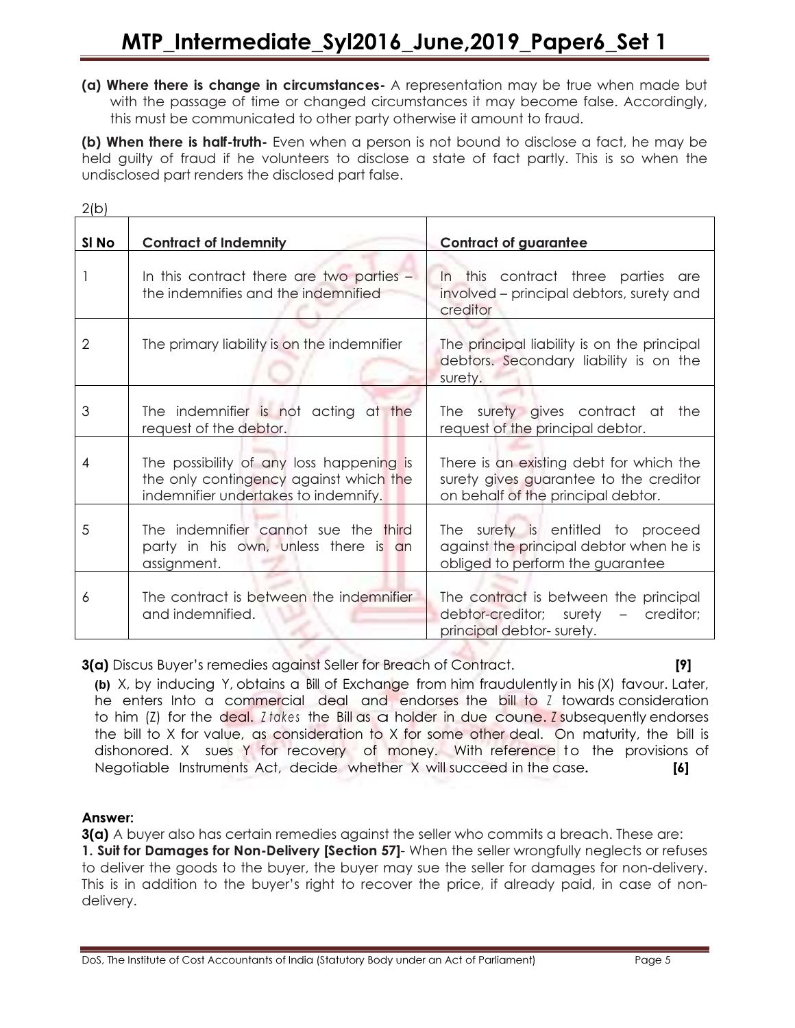**(a) Where there is change in circumstances-** A representation may be true when made but with the passage of time or changed circumstances it may become false. Accordingly, this must be communicated to other party otherwise it amount to fraud.

**(b) When there is half-truth-** Even when a person is not bound to disclose a fact, he may be held guilty of fraud if he volunteers to disclose a state of fact partly. This is so when the undisclosed part renders the disclosed part false.

2(b)

| Sl No | Contract of Indemnity | Contract of guarantee |
|---|---|---|
| 1 | In this contract there are two parties – the indemnifies and the indemnified | In this contract three parties are involved – principal debtors, surety and creditor |
| 2 | The primary liability is on the indemnifier | The principal liability is on the principal debtors. Secondary liability is on the surety. |
| 3 | The indemnifier is not acting at the request of the debtor. | The surety gives contract at the request of the principal debtor. |
| 4 | The possibility of any loss happening is the only contingency against which the indemnifier undertakes to indemnify. | There is an existing debt for which the surety gives guarantee to the creditor on behalf of the principal debtor. |
| 5 | The indemnifier cannot sue the third party in his own, unless there is an assignment. | The surety is entitled to proceed against the principal debtor when he is obliged to perform the guarantee |
| 6 | The contract is between the indemnifier and indemnified. | The contract is between the principal debtor-creditor; surety – creditor; principal debtor- surety. |

**3(a)** Discus Buyer's remedies against Seller for Breach of Contract. **[9]**

**(b)** X, by inducing Y, obtains a Bill of Exchange from him fraudulently in his (X) favour. Later, he enters Into a commercial deal and endorses the bill to Z towards consideration to him (Z) for the deal. Z takes the Bill as a holder in due coune. Z subsequently endorses the bill to X for value, as consideration to X for some other deal. On maturity, the bill is dishonored. X sues Y for recovery of money. With reference to the provisions of Negotiable Instruments Act, decide whether X will succeed in the case. **[6]**

**Answer:**

**3(a)** A buyer also has certain remedies against the seller who commits a breach. These are:

**1. Suit for Damages for Non-Delivery [Section 57]**- When the seller wrongfully neglects or refuses to deliver the goods to the buyer, the buyer may sue the seller for damages for non-delivery. This is in addition to the buyer's right to recover the price, if already paid, in case of non-delivery.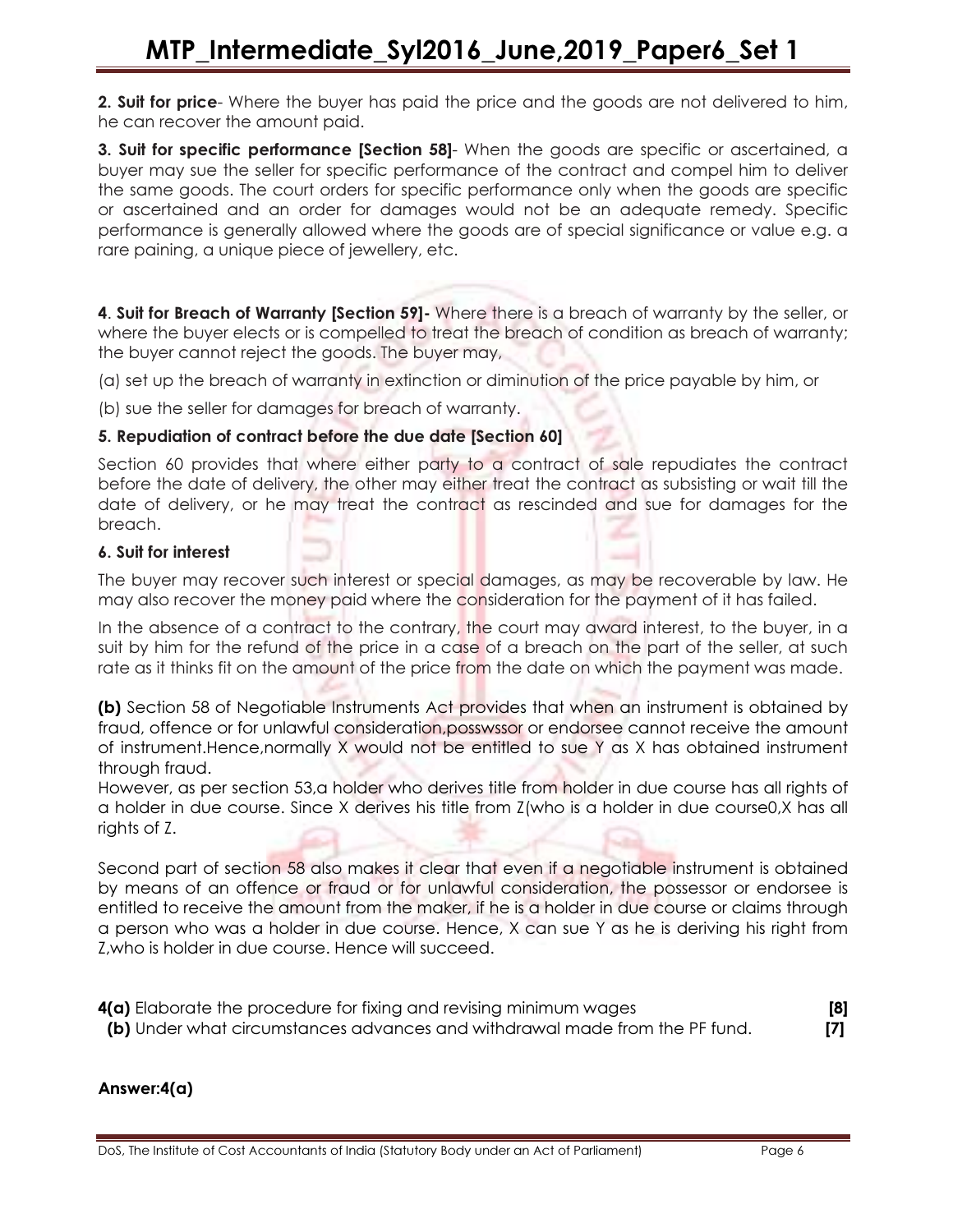**2. Suit for price**- Where the buyer has paid the price and the goods are not delivered to him, he can recover the amount paid.

**3. Suit for specific performance [Section 58]**- When the goods are specific or ascertained, a buyer may sue the seller for specific performance of the contract and compel him to deliver the same goods. The court orders for specific performance only when the goods are specific or ascertained and an order for damages would not be an adequate remedy. Specific performance is generally allowed where the goods are of special significance or value e.g. a rare paining, a unique piece of jewellery, etc.

**4**. **Suit for Breach of Warranty [Section 59]-** Where there is a breach of warranty by the seller, or where the buyer elects or is compelled to treat the breach of condition as breach of warranty; the buyer cannot reject the goods. The buyer may,

(a) set up the breach of warranty in extinction or diminution of the price payable by him, or

(b) sue the seller for damages for breach of warranty.

**5. Repudiation of contract before the due date [Section 60]**

Section 60 provides that where either party to a contract of sale repudiates the contract before the date of delivery, the other may either treat the contract as subsisting or wait till the date of delivery, or he may treat the contract as rescinded and sue for damages for the breach.

**6. Suit for interest**

The buyer may recover such interest or special damages, as may be recoverable by law. He may also recover the money paid where the consideration for the payment of it has failed.

In the absence of a contract to the contrary, the court may award interest, to the buyer, in a suit by him for the refund of the price in a case of a breach on the part of the seller, at such rate as it thinks fit on the amount of the price from the date on which the payment was made.

**(b)** Section 58 of Negotiable Instruments Act provides that when an instrument is obtained by fraud, offence or for unlawful consideration,posswssor or endorsee cannot receive the amount of instrument.Hence,normally X would not be entitled to sue Y as X has obtained instrument through fraud.

However, as per section 53,a holder who derives title from holder in due course has all rights of a holder in due course. Since X derives his title from Z(who is a holder in due course0,X has all rights of Z.

Second part of section 58 also makes it clear that even if a negotiable instrument is obtained by means of an offence or fraud or for unlawful consideration, the possessor or endorsee is entitled to receive the amount from the maker, if he is a holder in due course or claims through a person who was a holder in due course. Hence, X can sue Y as he is deriving his right from Z,who is holder in due course. Hence will succeed.

**4(a)** Elaborate the procedure for fixing and revising minimum wages **[8]**

**(b)** Under what circumstances advances and withdrawal made from the PF fund. **[7]**

**Answer:4(a)**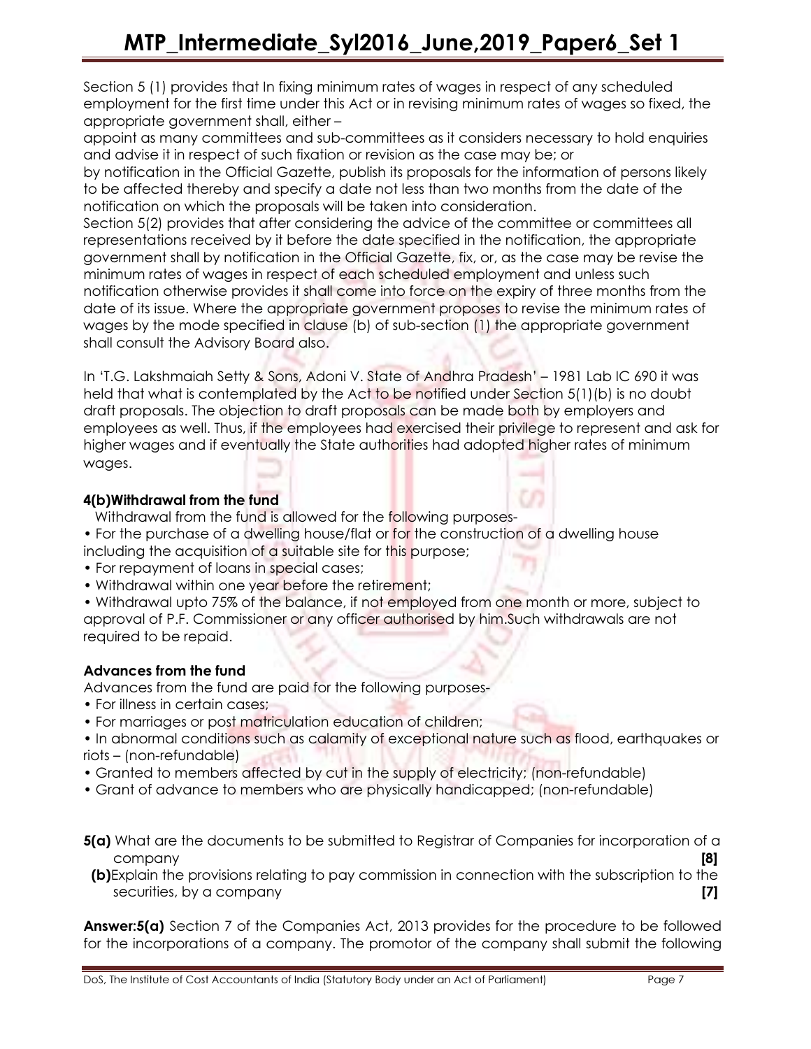Section 5 (1) provides that In fixing minimum rates of wages in respect of any scheduled employment for the first time under this Act or in revising minimum rates of wages so fixed, the appropriate government shall, either –

appoint as many committees and sub-committees as it considers necessary to hold enquiries and advise it in respect of such fixation or revision as the case may be; or

by notification in the Official Gazette, publish its proposals for the information of persons likely to be affected thereby and specify a date not less than two months from the date of the notification on which the proposals will be taken into consideration.

Section 5(2) provides that after considering the advice of the committee or committees all representations received by it before the date specified in the notification, the appropriate government shall by notification in the Official Gazette, fix, or, as the case may be revise the minimum rates of wages in respect of each scheduled employment and unless such notification otherwise provides it shall come into force on the expiry of three months from the date of its issue. Where the appropriate government proposes to revise the minimum rates of wages by the mode specified in clause (b) of sub-section (1) the appropriate government shall consult the Advisory Board also.

In 'T.G. Lakshmaiah Setty & Sons, Adoni V. State of Andhra Pradesh' – 1981 Lab IC 690 it was held that what is contemplated by the Act to be notified under Section 5(1)(b) is no doubt draft proposals. The objection to draft proposals can be made both by employers and employees as well. Thus, if the employees had exercised their privilege to represent and ask for higher wages and if eventually the State authorities had adopted higher rates of minimum wages.

**4(b)Withdrawal from the fund**

Withdrawal from the fund is allowed for the following purposes-

- For the purchase of a dwelling house/flat or for the construction of a dwelling house including the acquisition of a suitable site for this purpose;
- For repayment of loans in special cases;
- Withdrawal within one year before the retirement;
- Withdrawal upto 75% of the balance, if not employed from one month or more, subject to approval of P.F. Commissioner or any officer authorised by him.Such withdrawals are not required to be repaid.

**Advances from the fund**

Advances from the fund are paid for the following purposes-

- For illness in certain cases;
- For marriages or post matriculation education of children;
- In abnormal conditions such as calamity of exceptional nature such as flood, earthquakes or riots – (non-refundable)
- Granted to members affected by cut in the supply of electricity; (non-refundable)
- Grant of advance to members who are physically handicapped; (non-refundable)

**5(a)** What are the documents to be submitted to Registrar of Companies for incorporation of a company **[8]**

**(b)**Explain the provisions relating to pay commission in connection with the subscription to the securities, by a company **[7]**

**Answer:5(a)** Section 7 of the Companies Act, 2013 provides for the procedure to be followed for the incorporations of a company. The promotor of the company shall submit the following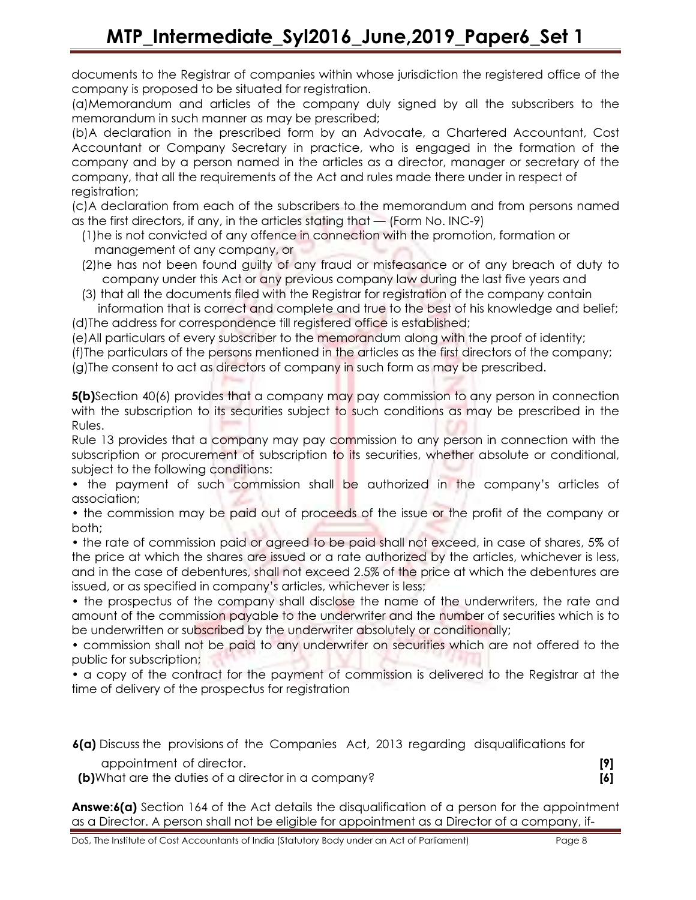documents to the Registrar of companies within whose jurisdiction the registered office of the company is proposed to be situated for registration.

(a)Memorandum and articles of the company duly signed by all the subscribers to the memorandum in such manner as may be prescribed;

(b)A declaration in the prescribed form by an Advocate, a Chartered Accountant, Cost Accountant or Company Secretary in practice, who is engaged in the formation of the company and by a person named in the articles as a director, manager or secretary of the company, that all the requirements of the Act and rules made there under in respect of registration;

(c)A declaration from each of the subscribers to the memorandum and from persons named as the first directors, if any, in the articles stating that — (Form No. INC-9)

(1)he is not convicted of any offence in connection with the promotion, formation or management of any company, or

(2)he has not been found guilty of any fraud or misfeasance or of any breach of duty to company under this Act or any previous company law during the last five years and

(3) that all the documents filed with the Registrar for registration of the company contain information that is correct and complete and true to the best of his knowledge and belief;

(d)The address for correspondence till registered office is established;

(e)All particulars of every subscriber to the memorandum along with the proof of identity;

(f)The particulars of the persons mentioned in the articles as the first directors of the company;

(g)The consent to act as directors of company in such form as may be prescribed.

**5(b)**Section 40(6) provides that a company may pay commission to any person in connection with the subscription to its securities subject to such conditions as may be prescribed in the Rules.

Rule 13 provides that a company may pay commission to any person in connection with the subscription or procurement of subscription to its securities, whether absolute or conditional, subject to the following conditions:

- the payment of such commission shall be authorized in the company's articles of association;
- the commission may be paid out of proceeds of the issue or the profit of the company or both;
- the rate of commission paid or agreed to be paid shall not exceed, in case of shares, 5% of the price at which the shares are issued or a rate authorized by the articles, whichever is less, and in the case of debentures, shall not exceed 2.5% of the price at which the debentures are issued, or as specified in company's articles, whichever is less;
- the prospectus of the company shall disclose the name of the underwriters, the rate and amount of the commission payable to the underwriter and the number of securities which is to be underwritten or subscribed by the underwriter absolutely or conditionally;
- commission shall not be paid to any underwriter on securities which are not offered to the public for subscription;
- a copy of the contract for the payment of commission is delivered to the Registrar at the time of delivery of the prospectus for registration

**6(a)** Discuss the provisions of the Companies Act, 2013 regarding disqualifications for appointment of director. **[9]**

**(b)**What are the duties of a director in a company? **[6]**

**Answe:6(a)** Section 164 of the Act details the disqualification of a person for the appointment as a Director. A person shall not be eligible for appointment as a Director of a company, if-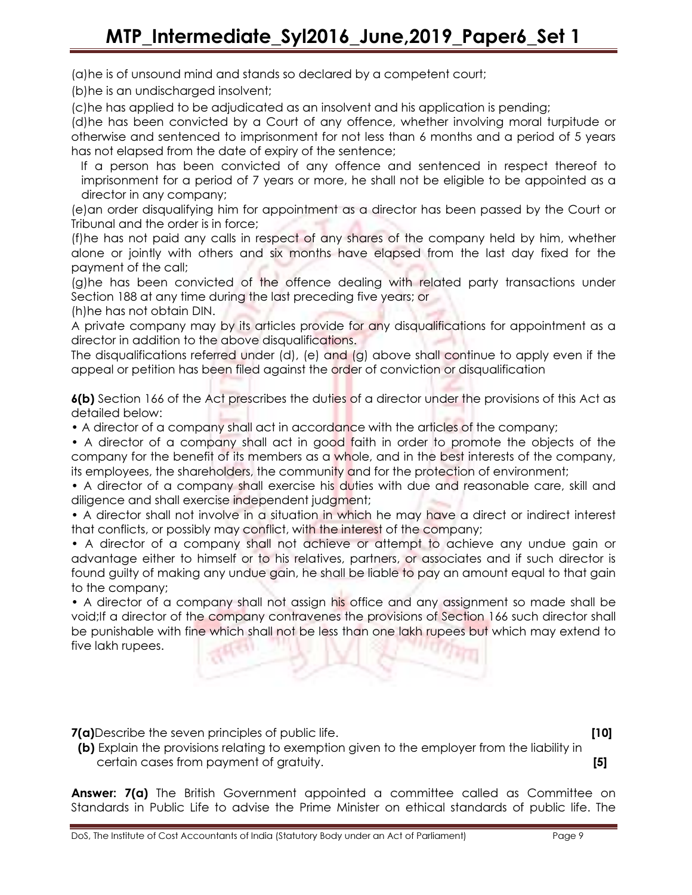(a)he is of unsound mind and stands so declared by a competent court;

(b)he is an undischarged insolvent;

(c)he has applied to be adjudicated as an insolvent and his application is pending;

(d)he has been convicted by a Court of any offence, whether involving moral turpitude or otherwise and sentenced to imprisonment for not less than 6 months and a period of 5 years has not elapsed from the date of expiry of the sentence;

If a person has been convicted of any offence and sentenced in respect thereof to imprisonment for a period of 7 years or more, he shall not be eligible to be appointed as a director in any company;

(e)an order disqualifying him for appointment as a director has been passed by the Court or Tribunal and the order is in force;

(f)he has not paid any calls in respect of any shares of the company held by him, whether alone or jointly with others and six months have elapsed from the last day fixed for the payment of the call;

(g)he has been convicted of the offence dealing with related party transactions under Section 188 at any time during the last preceding five years; or

(h)he has not obtain DIN.

A private company may by its articles provide for any disqualifications for appointment as a director in addition to the above disqualifications.

The disqualifications referred under (d), (e) and (g) above shall continue to apply even if the appeal or petition has been filed against the order of conviction or disqualification

**6(b)** Section 166 of the Act prescribes the duties of a director under the provisions of this Act as detailed below:

- A director of a company shall act in accordance with the articles of the company;
- A director of a company shall act in good faith in order to promote the objects of the company for the benefit of its members as a whole, and in the best interests of the company, its employees, the shareholders, the community and for the protection of environment;
- A director of a company shall exercise his duties with due and reasonable care, skill and diligence and shall exercise independent judgment;
- A director shall not involve in a situation in which he may have a direct or indirect interest that conflicts, or possibly may conflict, with the interest of the company;
- A director of a company shall not achieve or attempt to achieve any undue gain or advantage either to himself or to his relatives, partners, or associates and if such director is found guilty of making any undue gain, he shall be liable to pay an amount equal to that gain to the company;
- A director of a company shall not assign his office and any assignment so made shall be void;If a director of the company contravenes the provisions of Section 166 such director shall be punishable with fine which shall not be less than one lakh rupees but which may extend to five lakh rupees.

**7(a)**Describe the seven principles of public life. **[10]**

**(b)** Explain the provisions relating to exemption given to the employer from the liability in certain cases from payment of gratuity. **[5]**

**Answer: 7(a)** The British Government appointed a committee called as Committee on Standards in Public Life to advise the Prime Minister on ethical standards of public life. The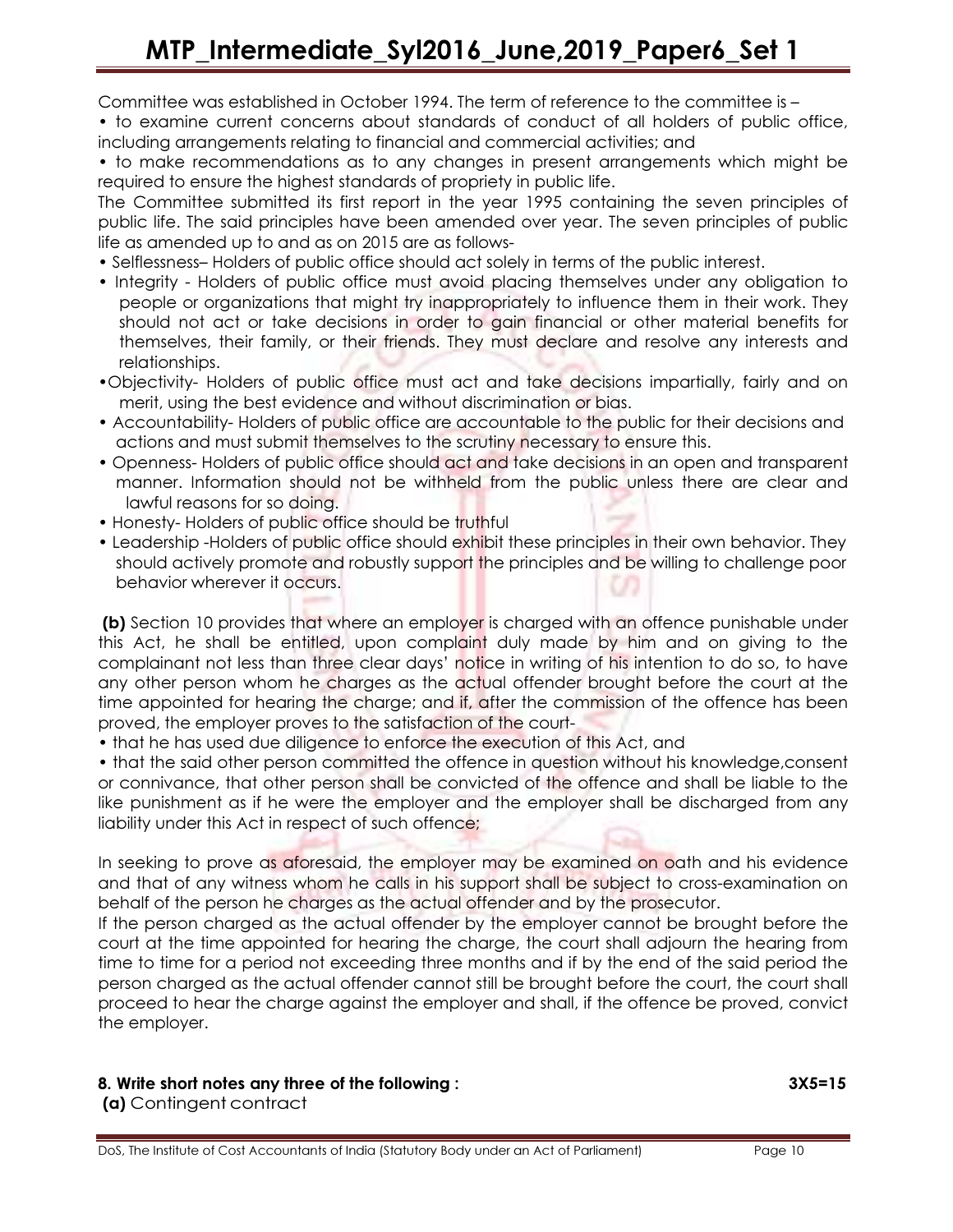Committee was established in October 1994. The term of reference to the committee is –

- to examine current concerns about standards of conduct of all holders of public office, including arrangements relating to financial and commercial activities; and
- to make recommendations as to any changes in present arrangements which might be required to ensure the highest standards of propriety in public life.

The Committee submitted its first report in the year 1995 containing the seven principles of public life. The said principles have been amended over year. The seven principles of public life as amended up to and as on 2015 are as follows-

- Selflessness– Holders of public office should act solely in terms of the public interest.
- Integrity - Holders of public office must avoid placing themselves under any obligation to people or organizations that might try inappropriately to influence them in their work. They should not act or take decisions in order to gain financial or other material benefits for themselves, their family, or their friends. They must declare and resolve any interests and relationships.
- Objectivity- Holders of public office must act and take decisions impartially, fairly and on merit, using the best evidence and without discrimination or bias.
- Accountability- Holders of public office are accountable to the public for their decisions and actions and must submit themselves to the scrutiny necessary to ensure this.
- Openness- Holders of public office should act and take decisions in an open and transparent manner. Information should not be withheld from the public unless there are clear and lawful reasons for so doing.
- Honesty- Holders of public office should be truthful
- Leadership -Holders of public office should exhibit these principles in their own behavior. They should actively promote and robustly support the principles and be willing to challenge poor behavior wherever it occurs.

**(b)** Section 10 provides that where an employer is charged with an offence punishable under this Act, he shall be entitled, upon complaint duly made by him and on giving to the complainant not less than three clear days' notice in writing of his intention to do so, to have any other person whom he charges as the actual offender brought before the court at the time appointed for hearing the charge; and if, after the commission of the offence has been proved, the employer proves to the satisfaction of the court-

- that he has used due diligence to enforce the execution of this Act, and
- that the said other person committed the offence in question without his knowledge,consent or connivance, that other person shall be convicted of the offence and shall be liable to the like punishment as if he were the employer and the employer shall be discharged from any liability under this Act in respect of such offence;

In seeking to prove as aforesaid, the employer may be examined on oath and his evidence and that of any witness whom he calls in his support shall be subject to cross-examination on behalf of the person he charges as the actual offender and by the prosecutor.

If the person charged as the actual offender by the employer cannot be brought before the court at the time appointed for hearing the charge, the court shall adjourn the hearing from time to time for a period not exceeding three months and if by the end of the said period the person charged as the actual offender cannot still be brought before the court, the court shall proceed to hear the charge against the employer and shall, if the offence be proved, convict the employer.

**8. Write short notes any three of the following :** **3X5=15**

**(a)** Contingent contract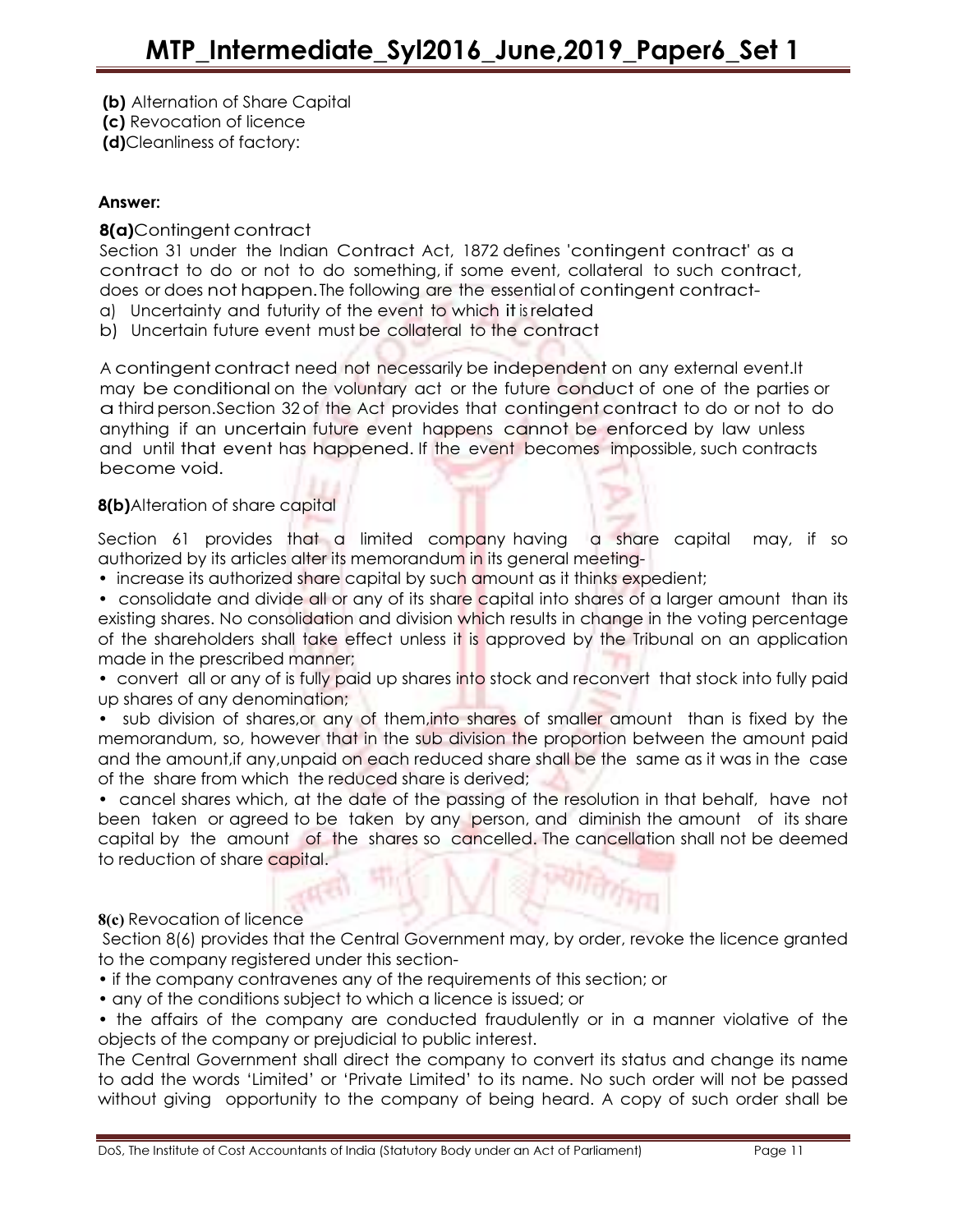**(b)** Alternation of Share Capital
**(c)** Revocation of licence
**(d)**Cleanliness of factory:

**Answer:**

**8(a)**Contingent contract

Section 31 under the Indian Contract Act, 1872 defines 'contingent contract' as a contract to do or not to do something, if some event, collateral to such contract, does or does not happen. The following are the essential of contingent contract-

a) Uncertainty and futurity of the event to which it is related
b) Uncertain future event must be collateral to the contract

A contingent contract need not necessarily be independent on any external event.It may be conditional on the voluntary act or the future conduct of one of the parties or a third person.Section 32 of the Act provides that contingent contract to do or not to do anything if an uncertain future event happens cannot be enforced by law unless and until that event has happened. If the event becomes impossible, such contracts become void.

**8(b)**Alteration of share capital

Section 61 provides that a limited company having a share capital may, if so authorized by its articles alter its memorandum in its general meeting-

- increase its authorized share capital by such amount as it thinks expedient;
- consolidate and divide all or any of its share capital into shares of a larger amount than its existing shares. No consolidation and division which results in change in the voting percentage of the shareholders shall take effect unless it is approved by the Tribunal on an application made in the prescribed manner;
- convert all or any of is fully paid up shares into stock and reconvert that stock into fully paid up shares of any denomination;
- sub division of shares,or any of them,into shares of smaller amount than is fixed by the memorandum, so, however that in the sub division the proportion between the amount paid and the amount,if any,unpaid on each reduced share shall be the same as it was in the case of the share from which the reduced share is derived;
- cancel shares which, at the date of the passing of the resolution in that behalf, have not been taken or agreed to be taken by any person, and diminish the amount of its share capital by the amount of the shares so cancelled. The cancellation shall not be deemed to reduction of share capital.

**8(c)** Revocation of licence

Section 8(6) provides that the Central Government may, by order, revoke the licence granted to the company registered under this section-

- if the company contravenes any of the requirements of this section; or
- any of the conditions subject to which a licence is issued; or
- the affairs of the company are conducted fraudulently or in a manner violative of the objects of the company or prejudicial to public interest.

The Central Government shall direct the company to convert its status and change its name to add the words 'Limited' or 'Private Limited' to its name. No such order will not be passed without giving opportunity to the company of being heard. A copy of such order shall be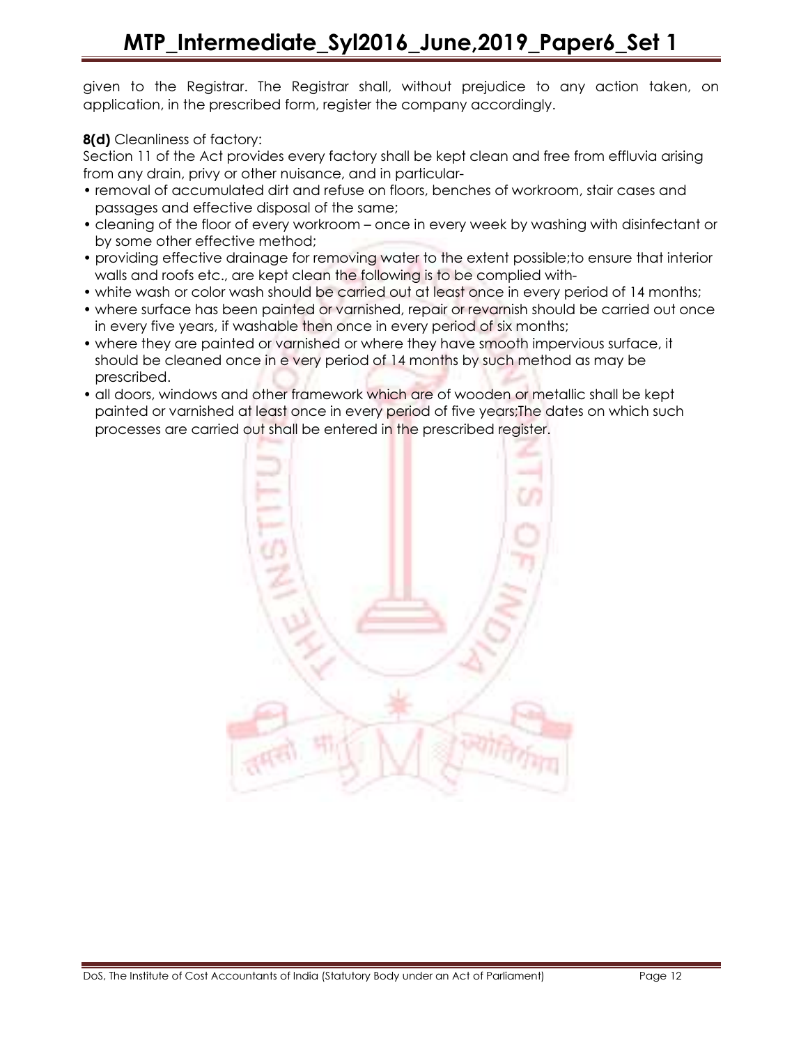given to the Registrar. The Registrar shall, without prejudice to any action taken, on application, in the prescribed form, register the company accordingly.

**8(d)** Cleanliness of factory:

Section 11 of the Act provides every factory shall be kept clean and free from effluvia arising from any drain, privy or other nuisance, and in particular-

- removal of accumulated dirt and refuse on floors, benches of workroom, stair cases and passages and effective disposal of the same;
- cleaning of the floor of every workroom – once in every week by washing with disinfectant or by some other effective method;
- providing effective drainage for removing water to the extent possible;to ensure that interior walls and roofs etc., are kept clean the following is to be complied with-
- white wash or color wash should be carried out at least once in every period of 14 months;
- where surface has been painted or varnished, repair or revarnish should be carried out once in every five years, if washable then once in every period of six months;
- where they are painted or varnished or where they have smooth impervious surface, it should be cleaned once in e very period of 14 months by such method as may be prescribed.
- all doors, windows and other framework which are of wooden or metallic shall be kept painted or varnished at least once in every period of five years;The dates on which such processes are carried out shall be entered in the prescribed register.